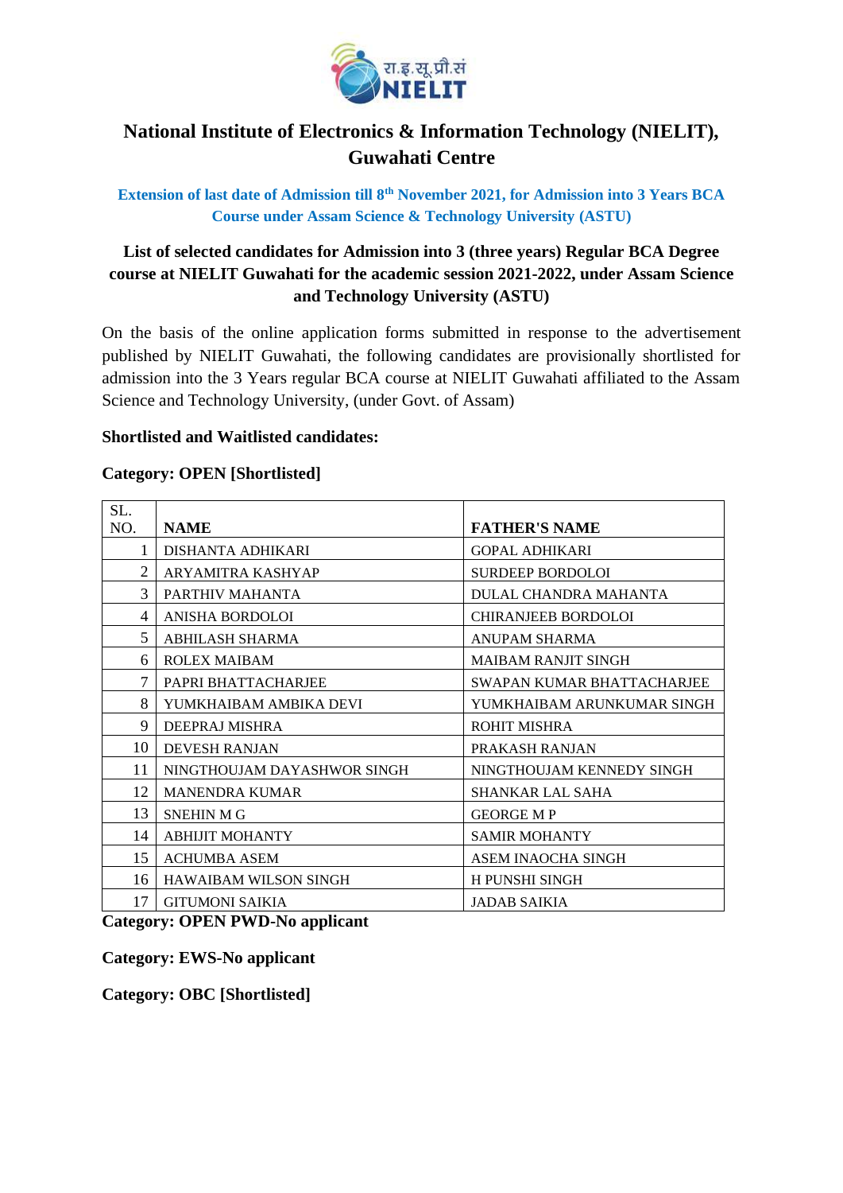# National Institute of Electronics & Information Technology (NIELIT), Guwahati Centre

**Extension of last date of Admission till 8th November 2021, for Admission into 3 Years BCA Course under Assam Science & Technology University (ASTU)**

## List of selected candidates for Admission into 3 (three years) Regular BCA Degree course at NIELIT Guwahati for the academic session 2021-2022, under Assam Science and Technology University (ASTU)

On the basis of the online application forms submitted in response to the advertisement published by NIELIT Guwahati, the following candidates are provisionally shortlisted for admission into the 3 Years regular BCA course at NIELIT Guwahati affiliated to the Assam Science and Technology University, (under Govt. of Assam)

**Shortlisted and Waitlisted candidates:**

**Category: OPEN [Shortlisted]**

| SL. NO. | NAME | FATHER'S NAME |
|---|---|---|
| 1 | DISHANTA ADHIKARI | GOPAL ADHIKARI |
| 2 | ARYAMITRA KASHYAP | SURDEEP BORDOLOI |
| 3 | PARTHIV MAHANTA | DULAL CHANDRA MAHANTA |
| 4 | ANISHA BORDOLOI | CHIRANJEEB BORDOLOI |
| 5 | ABHILASH SHARMA | ANUPAM SHARMA |
| 6 | ROLEX MAIBAM | MAIBAM RANJIT SINGH |
| 7 | PAPRI BHATTACHARJEE | SWAPAN KUMAR BHATTACHARJEE |
| 8 | YUMKHAIBAM AMBIKA DEVI | YUMKHAIBAM ARUNKUMAR SINGH |
| 9 | DEEPRAJ MISHRA | ROHIT MISHRA |
| 10 | DEVESH RANJAN | PRAKASH RANJAN |
| 11 | NINGTHOUJAM DAYASHWOR SINGH | NINGTHOUJAM KENNEDY SINGH |
| 12 | MANENDRA KUMAR | SHANKAR LAL SAHA |
| 13 | SNEHIN M G | GEORGE M P |
| 14 | ABHIJIT MOHANTY | SAMIR MOHANTY |
| 15 | ACHUMBA ASEM | ASEM INAOCHA SINGH |
| 16 | HAWAIBAM WILSON SINGH | H PUNSHI SINGH |
| 17 | GITUMONI SAIKIA | JADAB SAIKIA |

**Category: OPEN PWD-No applicant**

**Category: EWS-No applicant**

**Category: OBC [Shortlisted]**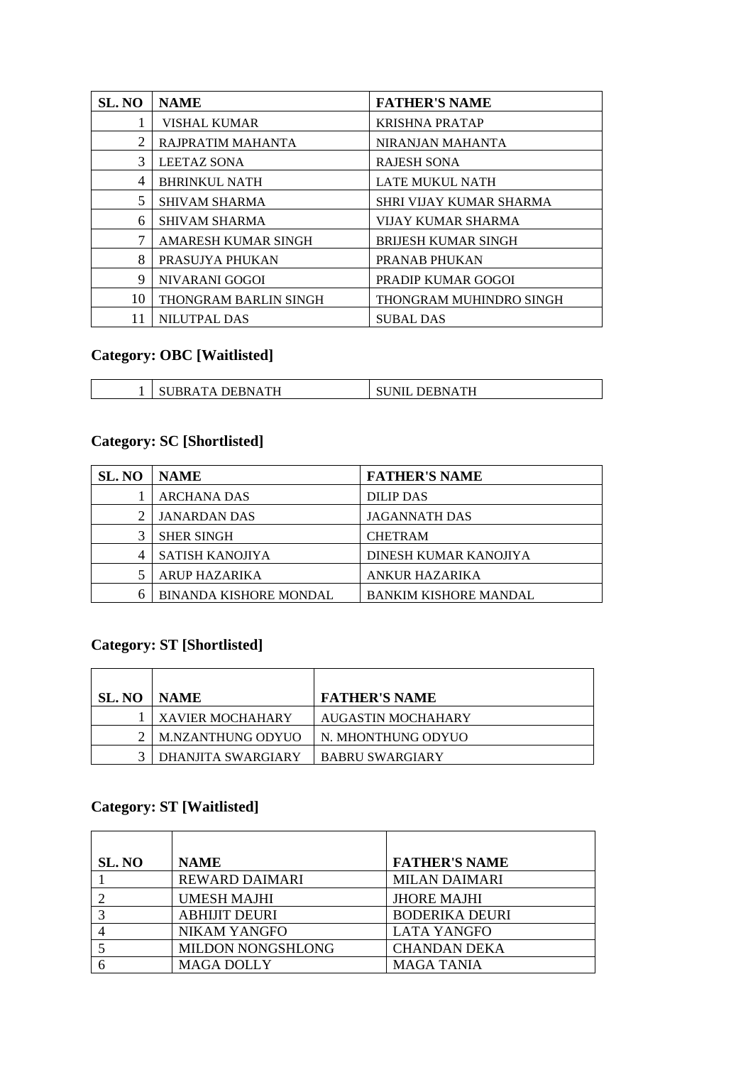| SL. NO | NAME | FATHER'S NAME |
|---|---|---|
| 1 | VISHAL KUMAR | KRISHNA PRATAP |
| 2 | RAJPRATIM MAHANTA | NIRANJAN MAHANTA |
| 3 | LEETAZ SONA | RAJESH SONA |
| 4 | BHRINKUL NATH | LATE MUKUL NATH |
| 5 | SHIVAM SHARMA | SHRI VIJAY KUMAR SHARMA |
| 6 | SHIVAM SHARMA | VIJAY KUMAR SHARMA |
| 7 | AMARESH KUMAR SINGH | BRIJESH KUMAR SINGH |
| 8 | PRASUJYA PHUKAN | PRANAB PHUKAN |
| 9 | NIVARANI GOGOI | PRADIP KUMAR GOGOI |
| 10 | THONGRAM BARLIN SINGH | THONGRAM MUHINDRO SINGH |
| 11 | NILUTPAL DAS | SUBAL DAS |

## Category: OBC [Waitlisted]

| | | |
|---|---|---|
| 1 | SUBRATA DEBNATH | SUNIL DEBNATH |

## Category: SC [Shortlisted]

| SL. NO | NAME | FATHER'S NAME |
|---|---|---|
| 1 | ARCHANA DAS | DILIP DAS |
| 2 | JANARDAN DAS | JAGANNATH DAS |
| 3 | SHER SINGH | CHETRAM |
| 4 | SATISH KANOJIYA | DINESH KUMAR KANOJIYA |
| 5 | ARUP HAZARIKA | ANKUR HAZARIKA |
| 6 | BINANDA KISHORE MONDAL | BANKIM KISHORE MANDAL |

## Category: ST [Shortlisted]

| SL. NO | NAME | FATHER'S NAME |
|---|---|---|
| 1 | XAVIER MOCHAHARY | AUGASTIN MOCHAHARY |
| 2 | M.NZANTHUNG ODYUO | N. MHONTHUNG ODYUO |
| 3 | DHANJITA SWARGIARY | BABRU SWARGIARY |

## Category: ST [Waitlisted]

| SL. NO | NAME | FATHER'S NAME |
|---|---|---|
| 1 | REWARD DAIMARI | MILAN DAIMARI |
| 2 | UMESH MAJHI | JHORE MAJHI |
| 3 | ABHIJIT DEURI | BODERIKA DEURI |
| 4 | NIKAM YANGFO | LATA YANGFO |
| 5 | MILDON NONGSHLONG | CHANDAN DEKA |
| 6 | MAGA DOLLY | MAGA TANIA |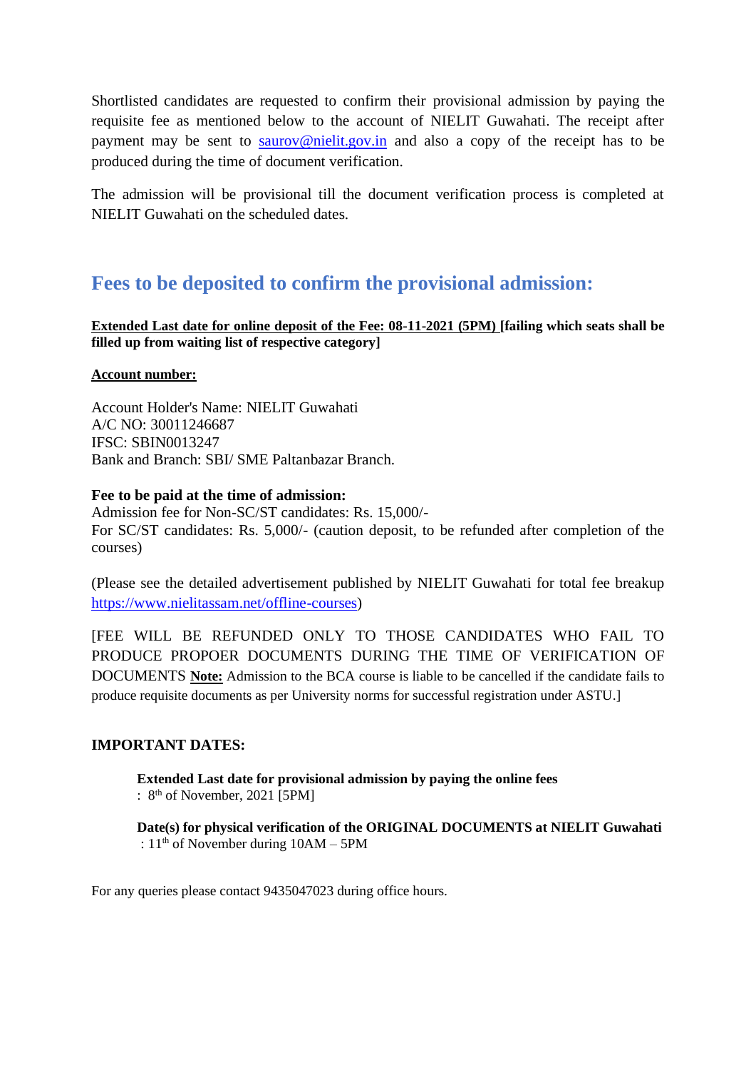Shortlisted candidates are requested to confirm their provisional admission by paying the requisite fee as mentioned below to the account of NIELIT Guwahati. The receipt after payment may be sent to saurov@nielit.gov.in and also a copy of the receipt has to be produced during the time of document verification.

The admission will be provisional till the document verification process is completed at NIELIT Guwahati on the scheduled dates.

## Fees to be deposited to confirm the provisional admission:

**Extended Last date for online deposit of the Fee: 08-11-2021 (5PM) [failing which seats shall be filled up from waiting list of respective category]**

**Account number:**

Account Holder's Name: NIELIT Guwahati
A/C NO: 30011246687
IFSC: SBIN0013247
Bank and Branch: SBI/ SME Paltanbazar Branch.

**Fee to be paid at the time of admission:**
Admission fee for Non-SC/ST candidates: Rs. 15,000/-
For SC/ST candidates: Rs. 5,000/- (caution deposit, to be refunded after completion of the courses)

(Please see the detailed advertisement published by NIELIT Guwahati for total fee breakup https://www.nielitassam.net/offline-courses)

[FEE WILL BE REFUNDED ONLY TO THOSE CANDIDATES WHO FAIL TO PRODUCE PROPOER DOCUMENTS DURING THE TIME OF VERIFICATION OF DOCUMENTS **Note:** Admission to the BCA course is liable to be cancelled if the candidate fails to produce requisite documents as per University norms for successful registration under ASTU.]

**IMPORTANT DATES:**

**Extended Last date for provisional admission by paying the online fees**
: 8th of November, 2021 [5PM]

**Date(s) for physical verification of the ORIGINAL DOCUMENTS at NIELIT Guwahati**
: 11th of November during 10AM – 5PM

For any queries please contact 9435047023 during office hours.